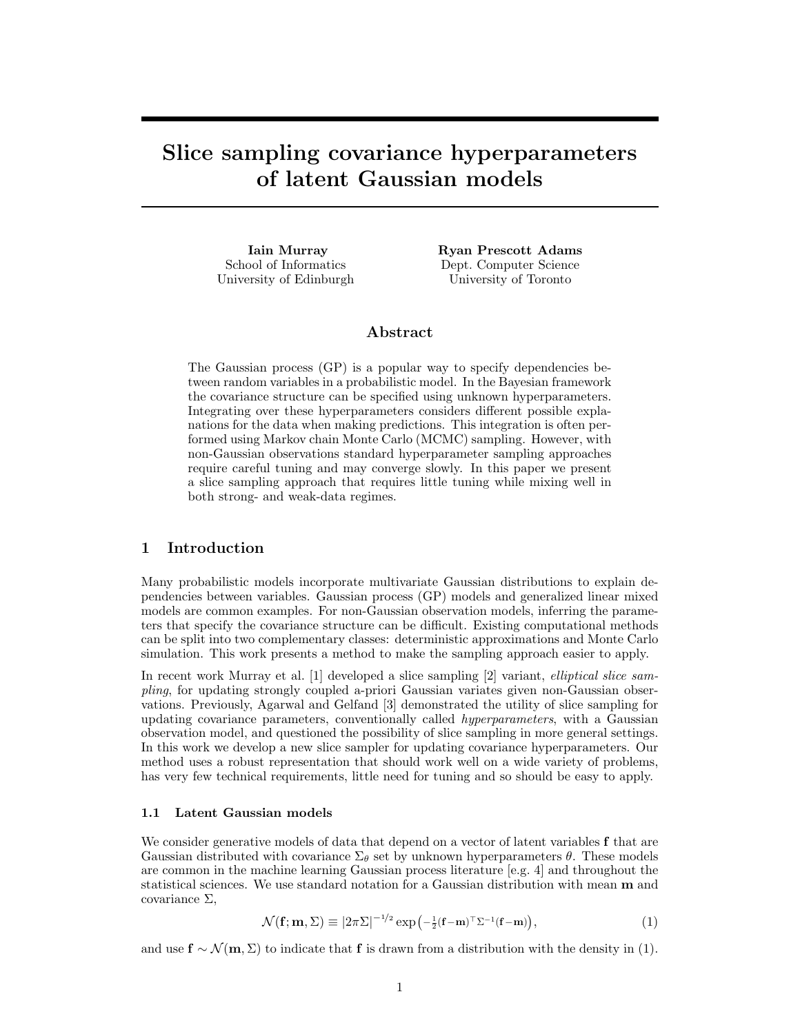# Slice sampling covariance hyperparameters of latent Gaussian models

**Iain Murray**
School of Informatics
University of Edinburgh

**Ryan Prescott Adams**
Dept. Computer Science
University of Toronto

## Abstract

The Gaussian process (GP) is a popular way to specify dependencies between random variables in a probabilistic model. In the Bayesian framework the covariance structure can be specified using unknown hyperparameters. Integrating over these hyperparameters considers different possible explanations for the data when making predictions. This integration is often performed using Markov chain Monte Carlo (MCMC) sampling. However, with non-Gaussian observations standard hyperparameter sampling approaches require careful tuning and may converge slowly. In this paper we present a slice sampling approach that requires little tuning while mixing well in both strong- and weak-data regimes.

## 1 Introduction

Many probabilistic models incorporate multivariate Gaussian distributions to explain dependencies between variables. Gaussian process (GP) models and generalized linear mixed models are common examples. For non-Gaussian observation models, inferring the parameters that specify the covariance structure can be difficult. Existing computational methods can be split into two complementary classes: deterministic approximations and Monte Carlo simulation. This work presents a method to make the sampling approach easier to apply.

In recent work Murray et al. [1] developed a slice sampling [2] variant, *elliptical slice sampling*, for updating strongly coupled a-priori Gaussian variates given non-Gaussian observations. Previously, Agarwal and Gelfand [3] demonstrated the utility of slice sampling for updating covariance parameters, conventionally called *hyperparameters*, with a Gaussian observation model, and questioned the possibility of slice sampling in more general settings. In this work we develop a new slice sampler for updating covariance hyperparameters. Our method uses a robust representation that should work well on a wide variety of problems, has very few technical requirements, little need for tuning and so should be easy to apply.

### 1.1 Latent Gaussian models

We consider generative models of data that depend on a vector of latent variables $\mathbf{f}$ that are Gaussian distributed with covariance $\Sigma_\theta$ set by unknown hyperparameters $\theta$. These models are common in the machine learning Gaussian process literature [e.g. 4] and throughout the statistical sciences. We use standard notation for a Gaussian distribution with mean $\mathbf{m}$ and covariance $\Sigma$,

$$\mathcal{N}(\mathbf{f}; \mathbf{m}, \Sigma) \equiv |2\pi\Sigma|^{-1/2} \exp\left(-\tfrac{1}{2}(\mathbf{f}-\mathbf{m})^\top \Sigma^{-1}(\mathbf{f}-\mathbf{m})\right), \tag{1}$$

and use $\mathbf{f} \sim \mathcal{N}(\mathbf{m}, \Sigma)$ to indicate that $\mathbf{f}$ is drawn from a distribution with the density in (1).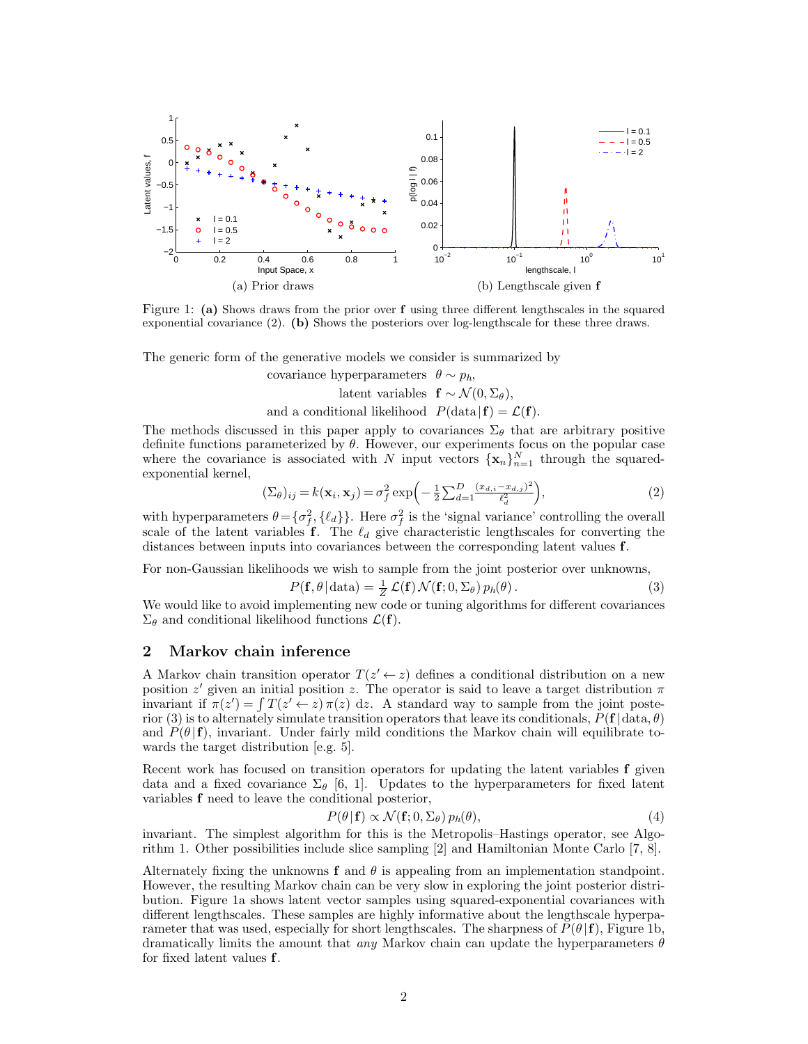(a) Prior draws

(b) Lengthscale given $\mathbf{f}$

Figure 1: **(a)** Shows draws from the prior over $\mathbf{f}$ using three different lengthscales in the squared exponential covariance (2). **(b)** Shows the posteriors over log-lengthscale for these three draws.

The generic form of the generative models we consider is summarized by

$$
\begin{aligned}
\text{covariance hyperparameters} \quad & \theta \sim p_h, \\
\text{latent variables} \quad & \mathbf{f} \sim \mathcal{N}(0, \Sigma_\theta), \\
\text{and a conditional likelihood} \quad & P(\text{data} \,|\, \mathbf{f}) = \mathcal{L}(\mathbf{f}).
\end{aligned}
$$

The methods discussed in this paper apply to covariances $\Sigma_\theta$ that are arbitrary positive definite functions parameterized by $\theta$. However, our experiments focus on the popular case where the covariance is associated with $N$ input vectors $\{\mathbf{x}_n\}_{n=1}^N$ through the squared-exponential kernel,

$$
(\Sigma_\theta)_{ij} = k(\mathbf{x}_i, \mathbf{x}_j) = \sigma_f^2 \exp\Big( -\tfrac{1}{2} \textstyle\sum_{d=1}^D \frac{(x_{d,i} - x_{d,j})^2}{\ell_d^2} \Big), \tag{2}
$$

with hyperparameters $\theta = \{\sigma_f^2, \{\ell_d\}\}$. Here $\sigma_f^2$ is the 'signal variance' controlling the overall scale of the latent variables $\mathbf{f}$. The $\ell_d$ give characteristic lengthscales for converting the distances between inputs into covariances between the corresponding latent values $\mathbf{f}$.

For non-Gaussian likelihoods we wish to sample from the joint posterior over unknowns,

$$
P(\mathbf{f}, \theta \,|\, \text{data}) = \tfrac{1}{Z}\, \mathcal{L}(\mathbf{f})\, \mathcal{N}(\mathbf{f}; 0, \Sigma_\theta)\, p_h(\theta)\,. \tag{3}
$$

We would like to avoid implementing new code or tuning algorithms for different covariances $\Sigma_\theta$ and conditional likelihood functions $\mathcal{L}(\mathbf{f})$.

## 2 Markov chain inference

A Markov chain transition operator $T(z' \leftarrow z)$ defines a conditional distribution on a new position $z'$ given an initial position $z$. The operator is said to leave a target distribution $\pi$ invariant if $\pi(z') = \int T(z' \leftarrow z)\, \pi(z)\; \mathrm{d}z$. A standard way to sample from the joint posterior (3) is to alternately simulate transition operators that leave its conditionals, $P(\mathbf{f} \,|\, \text{data}, \theta)$ and $P(\theta \,|\, \mathbf{f})$, invariant. Under fairly mild conditions the Markov chain will equilibrate towards the target distribution [e.g. 5].

Recent work has focused on transition operators for updating the latent variables $\mathbf{f}$ given data and a fixed covariance $\Sigma_\theta$ [6, 1]. Updates to the hyperparameters for fixed latent variables $\mathbf{f}$ need to leave the conditional posterior,

$$
P(\theta \,|\, \mathbf{f}) \propto \mathcal{N}(\mathbf{f}; 0, \Sigma_\theta)\, p_h(\theta), \tag{4}
$$

invariant. The simplest algorithm for this is the Metropolis–Hastings operator, see Algorithm 1. Other possibilities include slice sampling [2] and Hamiltonian Monte Carlo [7, 8].

Alternately fixing the unknowns $\mathbf{f}$ and $\theta$ is appealing from an implementation standpoint. However, the resulting Markov chain can be very slow in exploring the joint posterior distribution. Figure 1a shows latent vector samples using squared-exponential covariances with different lengthscales. These samples are highly informative about the lengthscale hyperparameter that was used, especially for short lengthscales. The sharpness of $P(\theta \,|\, \mathbf{f})$, Figure 1b, dramatically limits the amount that *any* Markov chain can update the hyperparameters $\theta$ for fixed latent values $\mathbf{f}$.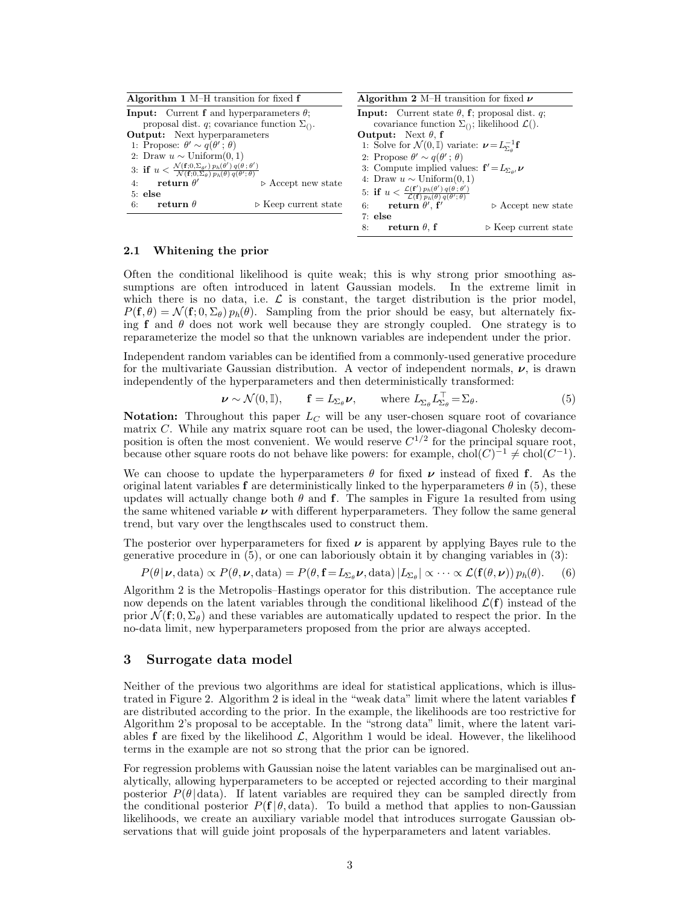**Algorithm 1** M–H transition for fixed $\mathbf{f}$

**Input:** Current $\mathbf{f}$ and hyperparameters $\theta$; proposal dist. $q$; covariance function $\Sigma_{()}$.
**Output:** Next hyperparameters

1: Propose: $\theta' \sim q(\theta' \,;\, \theta)$
2: Draw $u \sim \text{Uniform}(0, 1)$
3: **if** $u < \frac{\mathcal{N}(\mathbf{f}; 0, \Sigma_{\theta'})\, p_h(\theta')\, q(\theta\,;\,\theta')}{\mathcal{N}(\mathbf{f}; 0, \Sigma_{\theta})\, p_h(\theta)\, q(\theta'\,;\,\theta)}$
4: &nbsp;&nbsp;&nbsp;&nbsp;**return** $\theta'$ ▷ Accept new state
5: **else**
6: &nbsp;&nbsp;&nbsp;&nbsp;**return** $\theta$ ▷ Keep current state

**Algorithm 2** M–H transition for fixed $\boldsymbol{\nu}$

**Input:** Current state $\theta$, $\mathbf{f}$; proposal dist. $q$; covariance function $\Sigma_{()}$; likelihood $\mathcal{L}()$.
**Output:** Next $\theta$, $\mathbf{f}$

1: Solve for $\mathcal{N}(0, \mathbb{I})$ variate: $\boldsymbol{\nu} = L_{\Sigma_\theta}^{-1}\mathbf{f}$
2: Propose $\theta' \sim q(\theta' \,;\, \theta)$
3: Compute implied values: $\mathbf{f}' = L_{\Sigma_{\theta'}}\boldsymbol{\nu}$
4: Draw $u \sim \text{Uniform}(0, 1)$
5: **if** $u < \frac{\mathcal{L}(\mathbf{f}')\, p_h(\theta')\, q(\theta\,;\,\theta')}{\mathcal{L}(\mathbf{f})\, p_h(\theta)\, q(\theta'\,;\,\theta)}$
6: &nbsp;&nbsp;&nbsp;&nbsp;**return** $\theta'$, $\mathbf{f}'$ ▷ Accept new state
7: **else**
8: &nbsp;&nbsp;&nbsp;&nbsp;**return** $\theta$, $\mathbf{f}$ ▷ Keep current state

### 2.1 Whitening the prior

Often the conditional likelihood is quite weak; this is why strong prior smoothing assumptions are often introduced in latent Gaussian models. In the extreme limit in which there is no data, i.e. $\mathcal{L}$ is constant, the target distribution is the prior model, $P(\mathbf{f}, \theta) = \mathcal{N}(\mathbf{f}; 0, \Sigma_\theta)\, p_h(\theta)$. Sampling from the prior should be easy, but alternately fixing $\mathbf{f}$ and $\theta$ does not work well because they are strongly coupled. One strategy is to reparameterize the model so that the unknown variables are independent under the prior.

Independent random variables can be identified from a commonly-used generative procedure for the multivariate Gaussian distribution. A vector of independent normals, $\boldsymbol{\nu}$, is drawn independently of the hyperparameters and then deterministically transformed:

$$\boldsymbol{\nu} \sim \mathcal{N}(0, \mathbb{I}), \qquad \mathbf{f} = L_{\Sigma_\theta}\boldsymbol{\nu}, \qquad \text{where } L_{\Sigma_\theta} L_{\Sigma_\theta}^\top = \Sigma_\theta. \tag{5}$$

**Notation:** Throughout this paper $L_C$ will be any user-chosen square root of covariance matrix $C$. While any matrix square root can be used, the lower-diagonal Cholesky decomposition is often the most convenient. We would reserve $C^{1/2}$ for the principal square root, because other square roots do not behave like powers: for example, $\text{chol}(C)^{-1} \neq \text{chol}(C^{-1})$.

We can choose to update the hyperparameters $\theta$ for fixed $\boldsymbol{\nu}$ instead of fixed $\mathbf{f}$. As the original latent variables $\mathbf{f}$ are deterministically linked to the hyperparameters $\theta$ in (5), these updates will actually change both $\theta$ and $\mathbf{f}$. The samples in Figure 1a resulted from using the same whitened variable $\boldsymbol{\nu}$ with different hyperparameters. They follow the same general trend, but vary over the lengthscales used to construct them.

The posterior over hyperparameters for fixed $\boldsymbol{\nu}$ is apparent by applying Bayes rule to the generative procedure in (5), or one can laboriously obtain it by changing variables in (3):

$$P(\theta \,|\, \boldsymbol{\nu}, \text{data}) \propto P(\theta, \boldsymbol{\nu}, \text{data}) = P(\theta, \mathbf{f} = L_{\Sigma_\theta}\boldsymbol{\nu}, \text{data})\, |L_{\Sigma_\theta}| \propto \cdots \propto \mathcal{L}(\mathbf{f}(\theta, \boldsymbol{\nu}))\, p_h(\theta). \tag{6}$$

Algorithm 2 is the Metropolis–Hastings operator for this distribution. The acceptance rule now depends on the latent variables through the conditional likelihood $\mathcal{L}(\mathbf{f})$ instead of the prior $\mathcal{N}(\mathbf{f}; 0, \Sigma_\theta)$ and these variables are automatically updated to respect the prior. In the no-data limit, new hyperparameters proposed from the prior are always accepted.

## 3 Surrogate data model

Neither of the previous two algorithms are ideal for statistical applications, which is illustrated in Figure 2. Algorithm 2 is ideal in the "weak data" limit where the latent variables $\mathbf{f}$ are distributed according to the prior. In the example, the likelihoods are too restrictive for Algorithm 2's proposal to be acceptable. In the "strong data" limit, where the latent variables $\mathbf{f}$ are fixed by the likelihood $\mathcal{L}$, Algorithm 1 would be ideal. However, the likelihood terms in the example are not so strong that the prior can be ignored.

For regression problems with Gaussian noise the latent variables can be marginalised out analytically, allowing hyperparameters to be accepted or rejected according to their marginal posterior $P(\theta \,|\, \text{data})$. If latent variables are required they can be sampled directly from the conditional posterior $P(\mathbf{f} \,|\, \theta, \text{data})$. To build a method that applies to non-Gaussian likelihoods, we create an auxiliary variable model that introduces surrogate Gaussian observations that will guide joint proposals of the hyperparameters and latent variables.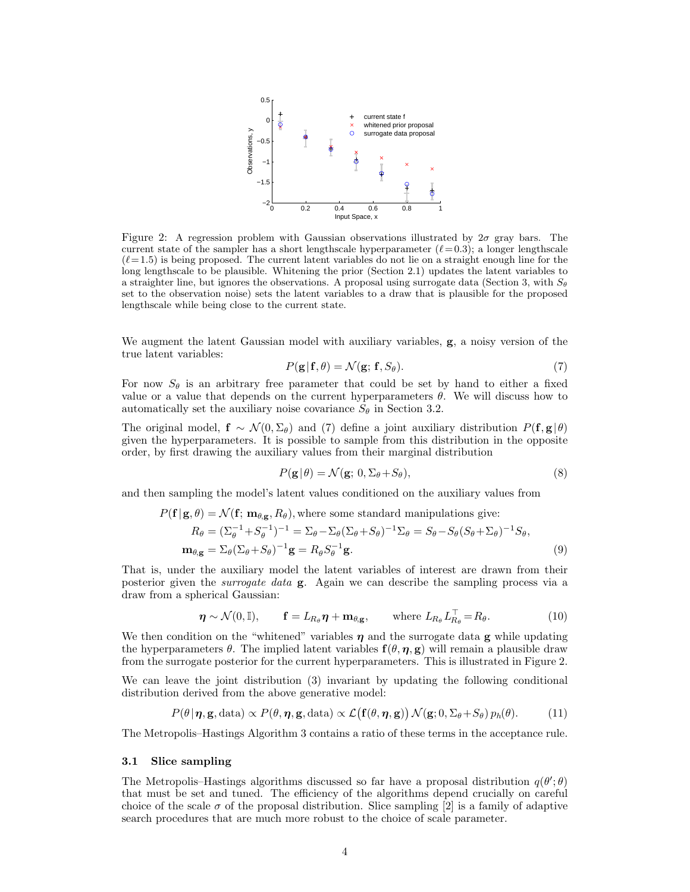Figure 2: A regression problem with Gaussian observations illustrated by $2\sigma$ gray bars. The current state of the sampler has a short lengthscale hyperparameter ($\ell\!=\!0.3$); a longer lengthscale ($\ell\!=\!1.5$) is being proposed. The current latent variables do not lie on a straight enough line for the long lengthscale to be plausible. Whitening the prior (Section 2.1) updates the latent variables to a straighter line, but ignores the observations. A proposal using surrogate data (Section 3, with $S_\theta$ set to the observation noise) sets the latent variables to a draw that is plausible for the proposed lengthscale while being close to the current state.

We augment the latent Gaussian model with auxiliary variables, $\mathbf{g}$, a noisy version of the true latent variables:

$$P(\mathbf{g}\,|\,\mathbf{f}, \theta) = \mathcal{N}(\mathbf{g};\, \mathbf{f}, S_\theta). \tag{7}$$

For now $S_\theta$ is an arbitrary free parameter that could be set by hand to either a fixed value or a value that depends on the current hyperparameters $\theta$. We will discuss how to automatically set the auxiliary noise covariance $S_\theta$ in Section 3.2.

The original model, $\mathbf{f} \sim \mathcal{N}(0, \Sigma_\theta)$ and (7) define a joint auxiliary distribution $P(\mathbf{f}, \mathbf{g}\,|\,\theta)$ given the hyperparameters. It is possible to sample from this distribution in the opposite order, by first drawing the auxiliary values from their marginal distribution

$$P(\mathbf{g}\,|\,\theta) = \mathcal{N}(\mathbf{g};\, 0, \Sigma_\theta\!+\!S_\theta), \tag{8}$$

and then sampling the model's latent values conditioned on the auxiliary values from

$$
\begin{aligned}
P(\mathbf{f}\,|\,\mathbf{g}, \theta) &= \mathcal{N}(\mathbf{f};\, \mathbf{m}_{\theta,\mathbf{g}}, R_\theta), \text{where some standard manipulations give:}\\
R_\theta &= (\Sigma_\theta^{-1}\!+\!S_\theta^{-1})^{-1} = \Sigma_\theta\!-\!\Sigma_\theta(\Sigma_\theta\!+\!S_\theta)^{-1}\Sigma_\theta = S_\theta\!-\!S_\theta(S_\theta\!+\!\Sigma_\theta)^{-1}S_\theta,\\
\mathbf{m}_{\theta,\mathbf{g}} &= \Sigma_\theta(\Sigma_\theta\!+\!S_\theta)^{-1}\mathbf{g} = R_\theta S_\theta^{-1}\mathbf{g}.
\end{aligned}
\tag{9}
$$

That is, under the auxiliary model the latent variables of interest are drawn from their posterior given the *surrogate data* $\mathbf{g}$. Again we can describe the sampling process via a draw from a spherical Gaussian:

$$\boldsymbol{\eta} \sim \mathcal{N}(0, \mathbb{I}), \qquad \mathbf{f} = L_{R_\theta}\boldsymbol{\eta} + \mathbf{m}_{\theta,\mathbf{g}}, \qquad \text{where } L_{R_\theta}L_{R_\theta}^\top = R_\theta. \tag{10}$$

We then condition on the "whitened" variables $\boldsymbol{\eta}$ and the surrogate data $\mathbf{g}$ while updating the hyperparameters $\theta$. The implied latent variables $\mathbf{f}(\theta, \boldsymbol{\eta}, \mathbf{g})$ will remain a plausible draw from the surrogate posterior for the current hyperparameters. This is illustrated in Figure 2.

We can leave the joint distribution (3) invariant by updating the following conditional distribution derived from the above generative model:

$$P(\theta\,|\,\boldsymbol{\eta}, \mathbf{g}, \text{data}) \propto P(\theta, \boldsymbol{\eta}, \mathbf{g}, \text{data}) \propto \mathcal{L}\big(\mathbf{f}(\theta, \boldsymbol{\eta}, \mathbf{g})\big)\, \mathcal{N}(\mathbf{g}; 0, \Sigma_\theta\!+\!S_\theta)\, p_h(\theta). \tag{11}$$

The Metropolis–Hastings Algorithm 3 contains a ratio of these terms in the acceptance rule.

### 3.1 Slice sampling

The Metropolis–Hastings algorithms discussed so far have a proposal distribution $q(\theta'; \theta)$ that must be set and tuned. The efficiency of the algorithms depend crucially on careful choice of the scale $\sigma$ of the proposal distribution. Slice sampling [2] is a family of adaptive search procedures that are much more robust to the choice of scale parameter.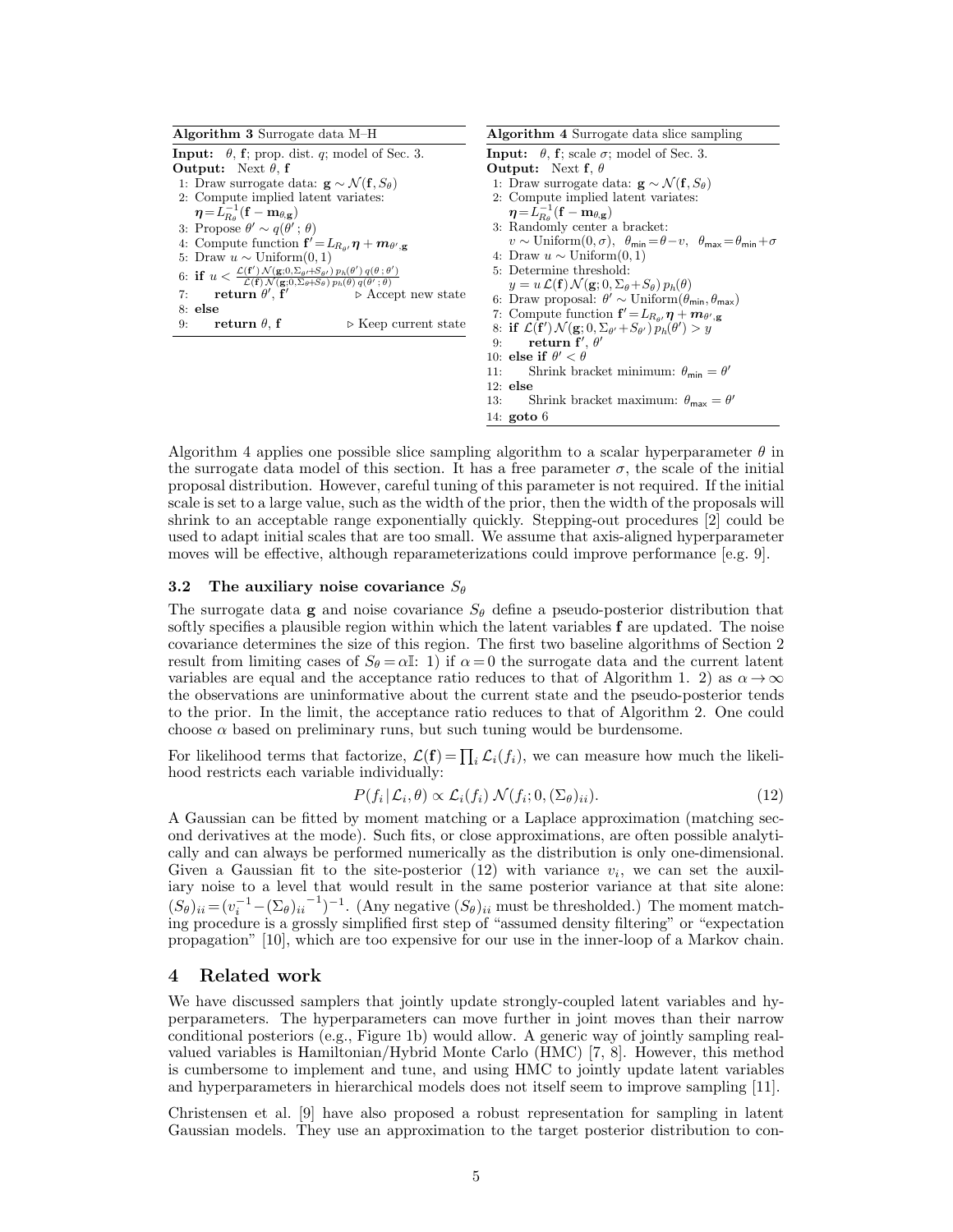**Algorithm 3** Surrogate data M–H

**Input:** $\theta$, $\mathbf{f}$; prop. dist. $q$; model of Sec. 3.
**Output:** Next $\theta$, $\mathbf{f}$

1: Draw surrogate data: $\mathbf{g} \sim \mathcal{N}(\mathbf{f}, S_\theta)$
2: Compute implied latent variates: $\boldsymbol{\eta} = L_{R_\theta}^{-1}(\mathbf{f} - \mathbf{m}_{\theta,\mathbf{g}})$
3: Propose $\theta' \sim q(\theta' \,;\, \theta)$
4: Compute function $\mathbf{f}' = L_{R_{\theta'}} \boldsymbol{\eta} + \boldsymbol{m}_{\theta',\mathbf{g}}$
5: Draw $u \sim \text{Uniform}(0, 1)$
6: **if** $u < \frac{\mathcal{L}(\mathbf{f}')\, \mathcal{N}(\mathbf{g}; 0, \Sigma_{\theta'} + S_{\theta'})\, p_h(\theta')\, q(\theta \,;\, \theta')}{\mathcal{L}(\mathbf{f})\, \mathcal{N}(\mathbf{g}; 0, \Sigma_\theta + S_\theta)\, p_h(\theta)\, q(\theta' \,;\, \theta)}$
7: &nbsp;&nbsp;&nbsp;&nbsp;**return** $\theta'$, $\mathbf{f}'$ ▷ Accept new state
8: **else**
9: &nbsp;&nbsp;&nbsp;&nbsp;**return** $\theta$, $\mathbf{f}$ ▷ Keep current state

**Algorithm 4** Surrogate data slice sampling

**Input:** $\theta$, $\mathbf{f}$; scale $\sigma$; model of Sec. 3.
**Output:** Next $\mathbf{f}$, $\theta$

1: Draw surrogate data: $\mathbf{g} \sim \mathcal{N}(\mathbf{f}, S_\theta)$
2: Compute implied latent variates: $\boldsymbol{\eta} = L_{R_\theta}^{-1}(\mathbf{f} - \mathbf{m}_{\theta,\mathbf{g}})$
3: Randomly center a bracket: $v \sim \text{Uniform}(0, \sigma)$, $\theta_{\mathsf{min}} = \theta - v$, $\theta_{\mathsf{max}} = \theta_{\mathsf{min}} + \sigma$
4: Draw $u \sim \text{Uniform}(0, 1)$
5: Determine threshold: $y = u\, \mathcal{L}(\mathbf{f})\, \mathcal{N}(\mathbf{g}; 0, \Sigma_\theta + S_\theta)\, p_h(\theta)$
6: Draw proposal: $\theta' \sim \text{Uniform}(\theta_{\mathsf{min}}, \theta_{\mathsf{max}})$
7: Compute function $\mathbf{f}' = L_{R_{\theta'}} \boldsymbol{\eta} + \boldsymbol{m}_{\theta',\mathbf{g}}$
8: **if** $\mathcal{L}(\mathbf{f}')\, \mathcal{N}(\mathbf{g}; 0, \Sigma_{\theta'} + S_{\theta'})\, p_h(\theta') > y$
9: &nbsp;&nbsp;&nbsp;&nbsp;**return** $\mathbf{f}'$, $\theta'$
10: **else if** $\theta' < \theta$
11: &nbsp;&nbsp;&nbsp;&nbsp;Shrink bracket minimum: $\theta_{\mathsf{min}} = \theta'$
12: **else**
13: &nbsp;&nbsp;&nbsp;&nbsp;Shrink bracket maximum: $\theta_{\mathsf{max}} = \theta'$
14: **goto** 6

Algorithm 4 applies one possible slice sampling algorithm to a scalar hyperparameter $\theta$ in the surrogate data model of this section. It has a free parameter $\sigma$, the scale of the initial proposal distribution. However, careful tuning of this parameter is not required. If the initial scale is set to a large value, such as the width of the prior, then the width of the proposals will shrink to an acceptable range exponentially quickly. Stepping-out procedures [2] could be used to adapt initial scales that are too small. We assume that axis-aligned hyperparameter moves will be effective, although reparameterizations could improve performance [e.g. 9].

### 3.2 The auxiliary noise covariance $S_\theta$

The surrogate data $\mathbf{g}$ and noise covariance $S_\theta$ define a pseudo-posterior distribution that softly specifies a plausible region within which the latent variables $\mathbf{f}$ are updated. The noise covariance determines the size of this region. The first two baseline algorithms of Section 2 result from limiting cases of $S_\theta = \alpha\mathbb{I}$: 1) if $\alpha = 0$ the surrogate data and the current latent variables are equal and the acceptance ratio reduces to that of Algorithm 1. 2) as $\alpha \to \infty$ the observations are uninformative about the current state and the pseudo-posterior tends to the prior. In the limit, the acceptance ratio reduces to that of Algorithm 2. One could choose $\alpha$ based on preliminary runs, but such tuning would be burdensome.

For likelihood terms that factorize, $\mathcal{L}(\mathbf{f}) = \prod_i \mathcal{L}_i(f_i)$, we can measure how much the likelihood restricts each variable individually:

$$P(f_i \,|\, \mathcal{L}_i, \theta) \propto \mathcal{L}_i(f_i)\, \mathcal{N}(f_i; 0, (\Sigma_\theta)_{ii}). \tag{12}$$

A Gaussian can be fitted by moment matching or a Laplace approximation (matching second derivatives at the mode). Such fits, or close approximations, are often possible analytically and can always be performed numerically as the distribution is only one-dimensional. Given a Gaussian fit to the site-posterior (12) with variance $v_i$, we can set the auxiliary noise to a level that would result in the same posterior variance at that site alone: $(S_\theta)_{ii} = (v_i^{-1} - (\Sigma_\theta)_{ii}{}^{-1})^{-1}$. (Any negative $(S_\theta)_{ii}$ must be thresholded.) The moment matching procedure is a grossly simplified first step of "assumed density filtering" or "expectation propagation" [10], which are too expensive for our use in the inner-loop of a Markov chain.

## 4 Related work

We have discussed samplers that jointly update strongly-coupled latent variables and hyperparameters. The hyperparameters can move further in joint moves than their narrow conditional posteriors (e.g., Figure 1b) would allow. A generic way of jointly sampling real-valued variables is Hamiltonian/Hybrid Monte Carlo (HMC) [7, 8]. However, this method is cumbersome to implement and tune, and using HMC to jointly update latent variables and hyperparameters in hierarchical models does not itself seem to improve sampling [11].

Christensen et al. [9] have also proposed a robust representation for sampling in latent Gaussian models. They use an approximation to the target posterior distribution to con-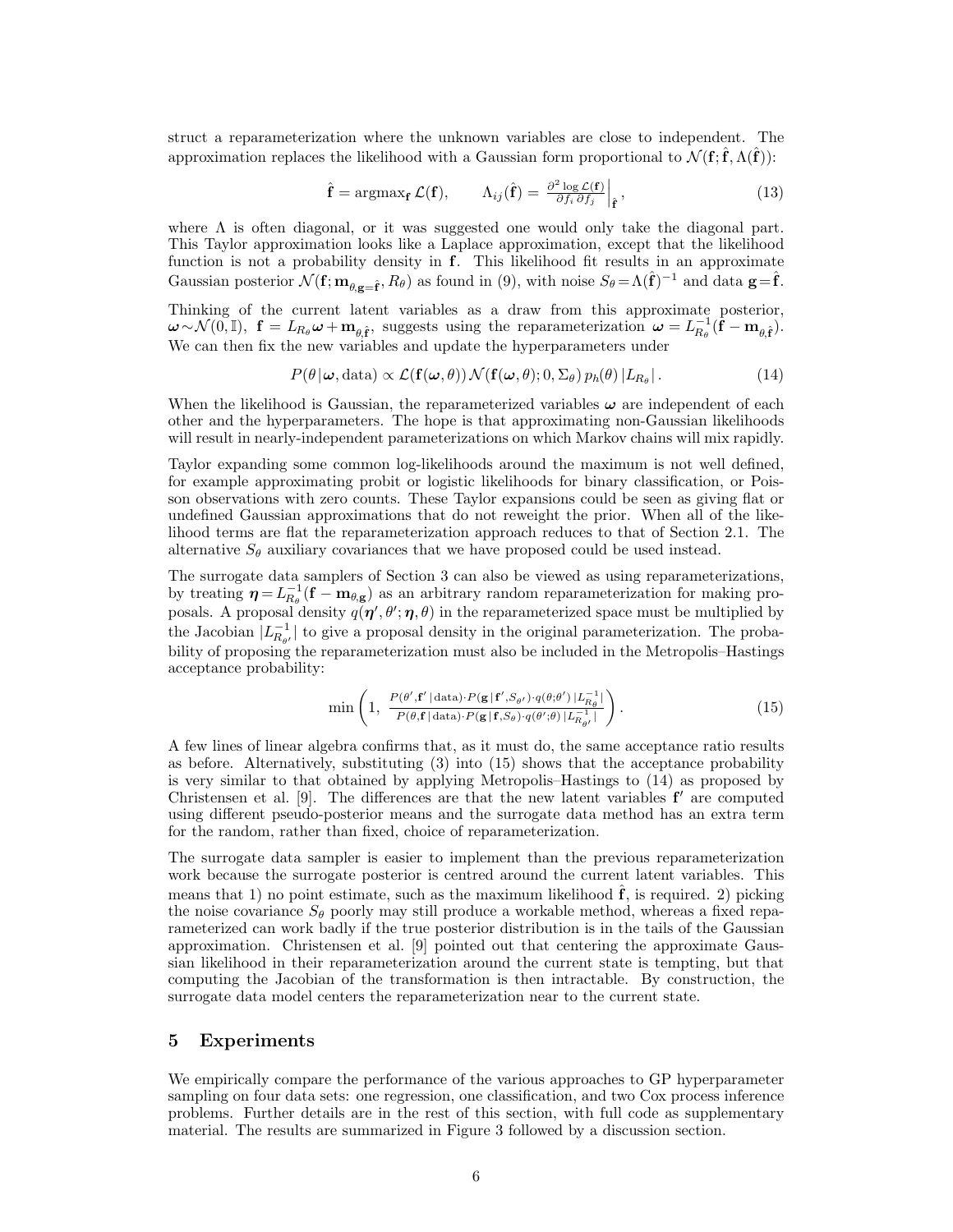struct a reparameterization where the unknown variables are close to independent. The approximation replaces the likelihood with a Gaussian form proportional to $\mathcal{N}(\mathbf{f}; \hat{\mathbf{f}}, \Lambda(\hat{\mathbf{f}}))$:

$$\hat{\mathbf{f}} = \mathrm{argmax}_{\mathbf{f}}\, \mathcal{L}(\mathbf{f}), \qquad \Lambda_{ij}(\hat{\mathbf{f}}) = \left.\frac{\partial^2 \log \mathcal{L}(\mathbf{f})}{\partial f_i\, \partial f_j}\right|_{\hat{\mathbf{f}}}, \tag{13}$$

where $\Lambda$ is often diagonal, or it was suggested one would only take the diagonal part. This Taylor approximation looks like a Laplace approximation, except that the likelihood function is not a probability density in $\mathbf{f}$. This likelihood fit results in an approximate Gaussian posterior $\mathcal{N}(\mathbf{f}; \mathbf{m}_{\theta,\mathbf{g}=\hat{\mathbf{f}}}, R_\theta)$ as found in (9), with noise $S_\theta = \Lambda(\hat{\mathbf{f}})^{-1}$ and data $\mathbf{g} = \hat{\mathbf{f}}$.

Thinking of the current latent variables as a draw from this approximate posterior, $\boldsymbol{\omega} \sim \mathcal{N}(0, \mathbb{I})$, $\mathbf{f} = L_{R_\theta}\boldsymbol{\omega} + \mathbf{m}_{\theta,\hat{\mathbf{f}}}$, suggests using the reparameterization $\boldsymbol{\omega} = L_{R_\theta}^{-1}(\mathbf{f} - \mathbf{m}_{\theta,\hat{\mathbf{f}}})$. We can then fix the new variables and update the hyperparameters under

$$P(\theta\,|\,\boldsymbol{\omega}, \mathrm{data}) \propto \mathcal{L}(\mathbf{f}(\boldsymbol{\omega}, \theta))\, \mathcal{N}(\mathbf{f}(\boldsymbol{\omega}, \theta); 0, \Sigma_\theta)\, p_h(\theta)\, |L_{R_\theta}|\,. \tag{14}$$

When the likelihood is Gaussian, the reparameterized variables $\boldsymbol{\omega}$ are independent of each other and the hyperparameters. The hope is that approximating non-Gaussian likelihoods will result in nearly-independent parameterizations on which Markov chains will mix rapidly.

Taylor expanding some common log-likelihoods around the maximum is not well defined, for example approximating probit or logistic likelihoods for binary classification, or Poisson observations with zero counts. These Taylor expansions could be seen as giving flat or undefined Gaussian approximations that do not reweight the prior. When all of the likelihood terms are flat the reparameterization approach reduces to that of Section 2.1. The alternative $S_\theta$ auxiliary covariances that we have proposed could be used instead.

The surrogate data samplers of Section 3 can also be viewed as using reparameterizations, by treating $\boldsymbol{\eta} = L_{R_\theta}^{-1}(\mathbf{f} - \mathbf{m}_{\theta,\mathbf{g}})$ as an arbitrary random reparameterization for making proposals. A proposal density $q(\boldsymbol{\eta}', \theta'; \boldsymbol{\eta}, \theta)$ in the reparameterized space must be multiplied by the Jacobian $|L_{R_{\theta'}}^{-1}|$ to give a proposal density in the original parameterization. The probability of proposing the reparameterization must also be included in the Metropolis–Hastings acceptance probability:

$$\min\left(1,\; \frac{P(\theta', \mathbf{f}'\,|\,\mathrm{data}) \cdot P(\mathbf{g}\,|\,\mathbf{f}', S_{\theta'}) \cdot q(\theta; \theta')\, |L_{R_\theta}^{-1}|}{P(\theta, \mathbf{f}\,|\,\mathrm{data}) \cdot P(\mathbf{g}\,|\,\mathbf{f}, S_\theta) \cdot q(\theta'; \theta)\, |L_{R_{\theta'}}^{-1}|}\right). \tag{15}$$

A few lines of linear algebra confirms that, as it must do, the same acceptance ratio results as before. Alternatively, substituting (3) into (15) shows that the acceptance probability is very similar to that obtained by applying Metropolis–Hastings to (14) as proposed by Christensen et al. [9]. The differences are that the new latent variables $\mathbf{f}'$ are computed using different pseudo-posterior means and the surrogate data method has an extra term for the random, rather than fixed, choice of reparameterization.

The surrogate data sampler is easier to implement than the previous reparameterization work because the surrogate posterior is centred around the current latent variables. This means that 1) no point estimate, such as the maximum likelihood $\hat{\mathbf{f}}$, is required. 2) picking the noise covariance $S_\theta$ poorly may still produce a workable method, whereas a fixed reparameterized can work badly if the true posterior distribution is in the tails of the Gaussian approximation. Christensen et al. [9] pointed out that centering the approximate Gaussian likelihood in their reparameterization around the current state is tempting, but that computing the Jacobian of the transformation is then intractable. By construction, the surrogate data model centers the reparameterization near to the current state.

## 5 Experiments

We empirically compare the performance of the various approaches to GP hyperparameter sampling on four data sets: one regression, one classification, and two Cox process inference problems. Further details are in the rest of this section, with full code as supplementary material. The results are summarized in Figure 3 followed by a discussion section.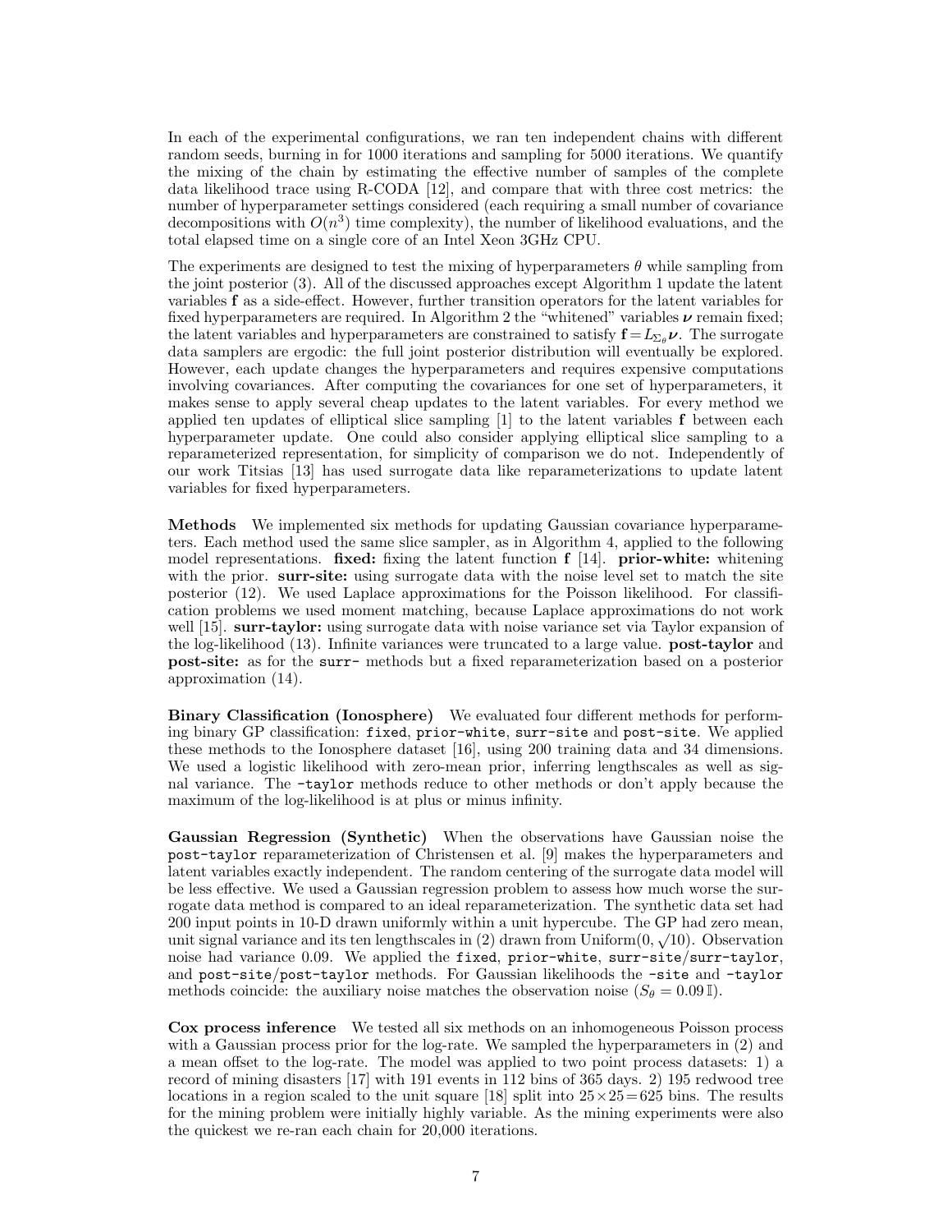In each of the experimental configurations, we ran ten independent chains with different random seeds, burning in for 1000 iterations and sampling for 5000 iterations. We quantify the mixing of the chain by estimating the effective number of samples of the complete data likelihood trace using R-CODA [12], and compare that with three cost metrics: the number of hyperparameter settings considered (each requiring a small number of covariance decompositions with $O(n^3)$ time complexity), the number of likelihood evaluations, and the total elapsed time on a single core of an Intel Xeon 3GHz CPU.

The experiments are designed to test the mixing of hyperparameters $\theta$ while sampling from the joint posterior (3). All of the discussed approaches except Algorithm 1 update the latent variables $\mathbf{f}$ as a side-effect. However, further transition operators for the latent variables for fixed hyperparameters are required. In Algorithm 2 the "whitened" variables $\boldsymbol{\nu}$ remain fixed; the latent variables and hyperparameters are constrained to satisfy $\mathbf{f} = L_{\Sigma_\theta}\boldsymbol{\nu}$. The surrogate data samplers are ergodic: the full joint posterior distribution will eventually be explored. However, each update changes the hyperparameters and requires expensive computations involving covariances. After computing the covariances for one set of hyperparameters, it makes sense to apply several cheap updates to the latent variables. For every method we applied ten updates of elliptical slice sampling [1] to the latent variables $\mathbf{f}$ between each hyperparameter update. One could also consider applying elliptical slice sampling to a reparameterized representation, for simplicity of comparison we do not. Independently of our work Titsias [13] has used surrogate data like reparameterizations to update latent variables for fixed hyperparameters.

**Methods** We implemented six methods for updating Gaussian covariance hyperparameters. Each method used the same slice sampler, as in Algorithm 4, applied to the following model representations. **fixed:** fixing the latent function $\mathbf{f}$ [14]. **prior-white:** whitening with the prior. **surr-site:** using surrogate data with the noise level set to match the site posterior (12). We used Laplace approximations for the Poisson likelihood. For classification problems we used moment matching, because Laplace approximations do not work well [15]. **surr-taylor:** using surrogate data with noise variance set via Taylor expansion of the log-likelihood (13). Infinite variances were truncated to a large value. **post-taylor** and **post-site:** as for the `surr-` methods but a fixed reparameterization based on a posterior approximation (14).

**Binary Classification (Ionosphere)** We evaluated four different methods for performing binary GP classification: `fixed`, `prior-white`, `surr-site` and `post-site`. We applied these methods to the Ionosphere dataset [16], using 200 training data and 34 dimensions. We used a logistic likelihood with zero-mean prior, inferring lengthscales as well as signal variance. The `-taylor` methods reduce to other methods or don't apply because the maximum of the log-likelihood is at plus or minus infinity.

**Gaussian Regression (Synthetic)** When the observations have Gaussian noise the `post-taylor` reparameterization of Christensen et al. [9] makes the hyperparameters and latent variables exactly independent. The random centering of the surrogate data model will be less effective. We used a Gaussian regression problem to assess how much worse the surrogate data method is compared to an ideal reparameterization. The synthetic data set had 200 input points in 10-D drawn uniformly within a unit hypercube. The GP had zero mean, unit signal variance and its ten lengthscales in (2) drawn from Uniform$(0, \sqrt{10})$. Observation noise had variance 0.09. We applied the `fixed`, `prior-white`, `surr-site`/`surr-taylor`, and `post-site`/`post-taylor` methods. For Gaussian likelihoods the `-site` and `-taylor` methods coincide: the auxiliary noise matches the observation noise ($S_\theta = 0.09\,\mathbb{I}$).

**Cox process inference** We tested all six methods on an inhomogeneous Poisson process with a Gaussian process prior for the log-rate. We sampled the hyperparameters in (2) and a mean offset to the log-rate. The model was applied to two point process datasets: 1) a record of mining disasters [17] with 191 events in 112 bins of 365 days. 2) 195 redwood tree locations in a region scaled to the unit square [18] split into $25 \times 25 = 625$ bins. The results for the mining problem were initially highly variable. As the mining experiments were also the quickest we re-ran each chain for 20,000 iterations.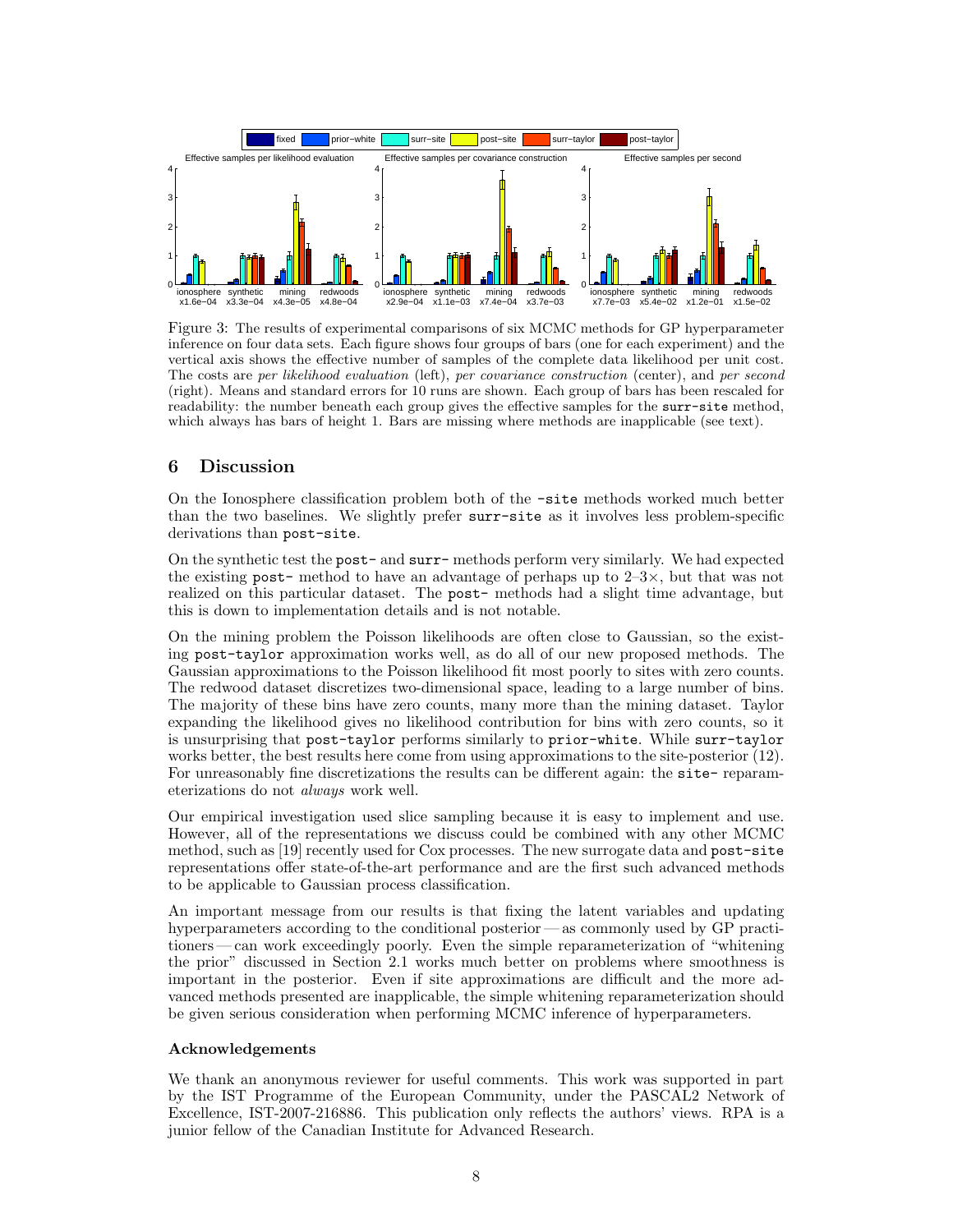Figure 3: The results of experimental comparisons of six MCMC methods for GP hyperparameter inference on four data sets. Each figure shows four groups of bars (one for each experiment) and the vertical axis shows the effective number of samples of the complete data likelihood per unit cost. The costs are *per likelihood evaluation* (left), *per covariance construction* (center), and *per second* (right). Means and standard errors for 10 runs are shown. Each group of bars has been rescaled for readability: the number beneath each group gives the effective samples for the `surr-site` method, which always has bars of height 1. Bars are missing where methods are inapplicable (see text).

## 6 Discussion

On the Ionosphere classification problem both of the `-site` methods worked much better than the two baselines. We slightly prefer `surr-site` as it involves less problem-specific derivations than `post-site`.

On the synthetic test the `post-` and `surr-` methods perform very similarly. We had expected the existing `post-` method to have an advantage of perhaps up to 2–3×, but that was not realized on this particular dataset. The `post-` methods had a slight time advantage, but this is down to implementation details and is not notable.

On the mining problem the Poisson likelihoods are often close to Gaussian, so the existing `post-taylor` approximation works well, as do all of our new proposed methods. The Gaussian approximations to the Poisson likelihood fit most poorly to sites with zero counts. The redwood dataset discretizes two-dimensional space, leading to a large number of bins. The majority of these bins have zero counts, many more than the mining dataset. Taylor expanding the likelihood gives no likelihood contribution for bins with zero counts, so it is unsurprising that `post-taylor` performs similarly to `prior-white`. While `surr-taylor` works better, the best results here come from using approximations to the site-posterior (12). For unreasonably fine discretizations the results can be different again: the `site-` reparameterizations do not *always* work well.

Our empirical investigation used slice sampling because it is easy to implement and use. However, all of the representations we discuss could be combined with any other MCMC method, such as [19] recently used for Cox processes. The new surrogate data and `post-site` representations offer state-of-the-art performance and are the first such advanced methods to be applicable to Gaussian process classification.

An important message from our results is that fixing the latent variables and updating hyperparameters according to the conditional posterior — as commonly used by GP practitioners — can work exceedingly poorly. Even the simple reparameterization of "whitening the prior" discussed in Section 2.1 works much better on problems where smoothness is important in the posterior. Even if site approximations are difficult and the more advanced methods presented are inapplicable, the simple whitening reparameterization should be given serious consideration when performing MCMC inference of hyperparameters.

### Acknowledgements

We thank an anonymous reviewer for useful comments. This work was supported in part by the IST Programme of the European Community, under the PASCAL2 Network of Excellence, IST-2007-216886. This publication only reflects the authors' views. RPA is a junior fellow of the Canadian Institute for Advanced Research.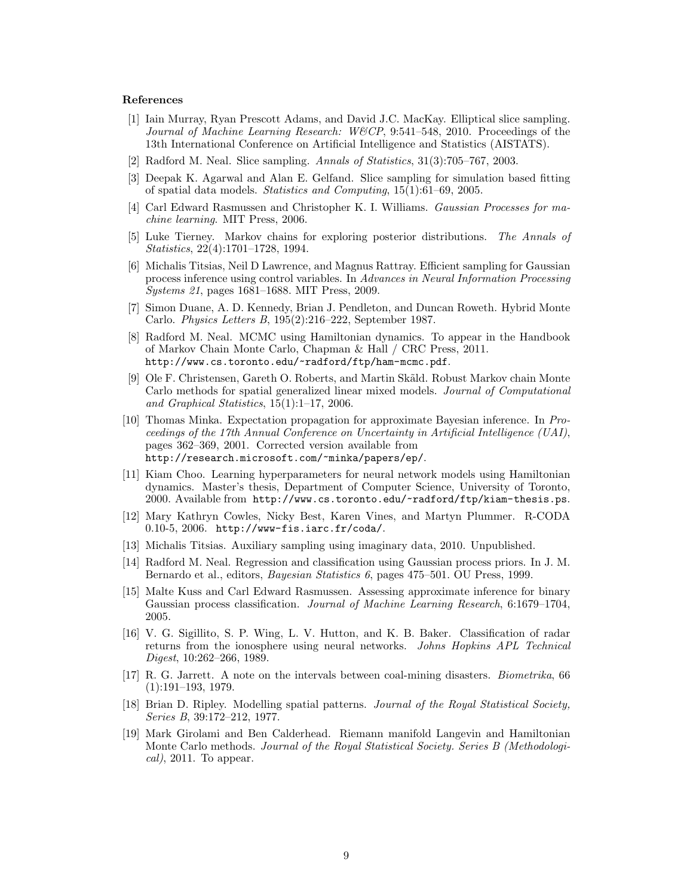### References

[1] Iain Murray, Ryan Prescott Adams, and David J.C. MacKay. Elliptical slice sampling. *Journal of Machine Learning Research: W&CP*, 9:541–548, 2010. Proceedings of the 13th International Conference on Artificial Intelligence and Statistics (AISTATS).

[2] Radford M. Neal. Slice sampling. *Annals of Statistics*, 31(3):705–767, 2003.

[3] Deepak K. Agarwal and Alan E. Gelfand. Slice sampling for simulation based fitting of spatial data models. *Statistics and Computing*, 15(1):61–69, 2005.

[4] Carl Edward Rasmussen and Christopher K. I. Williams. *Gaussian Processes for machine learning*. MIT Press, 2006.

[5] Luke Tierney. Markov chains for exploring posterior distributions. *The Annals of Statistics*, 22(4):1701–1728, 1994.

[6] Michalis Titsias, Neil D Lawrence, and Magnus Rattray. Efficient sampling for Gaussian process inference using control variables. In *Advances in Neural Information Processing Systems 21*, pages 1681–1688. MIT Press, 2009.

[7] Simon Duane, A. D. Kennedy, Brian J. Pendleton, and Duncan Roweth. Hybrid Monte Carlo. *Physics Letters B*, 195(2):216–222, September 1987.

[8] Radford M. Neal. MCMC using Hamiltonian dynamics. To appear in the Handbook of Markov Chain Monte Carlo, Chapman & Hall / CRC Press, 2011. `http://www.cs.toronto.edu/~radford/ftp/ham-mcmc.pdf`.

[9] Ole F. Christensen, Gareth O. Roberts, and Martin Sköld. Robust Markov chain Monte Carlo methods for spatial generalized linear mixed models. *Journal of Computational and Graphical Statistics*, 15(1):1–17, 2006.

[10] Thomas Minka. Expectation propagation for approximate Bayesian inference. In *Proceedings of the 17th Annual Conference on Uncertainty in Artificial Intelligence (UAI)*, pages 362–369, 2001. Corrected version available from `http://research.microsoft.com/~minka/papers/ep/`.

[11] Kiam Choo. Learning hyperparameters for neural network models using Hamiltonian dynamics. Master's thesis, Department of Computer Science, University of Toronto, 2000. Available from `http://www.cs.toronto.edu/~radford/ftp/kiam-thesis.ps`.

[12] Mary Kathryn Cowles, Nicky Best, Karen Vines, and Martyn Plummer. R-CODA 0.10-5, 2006. `http://www-fis.iarc.fr/coda/`.

[13] Michalis Titsias. Auxiliary sampling using imaginary data, 2010. Unpublished.

[14] Radford M. Neal. Regression and classification using Gaussian process priors. In J. M. Bernardo et al., editors, *Bayesian Statistics 6*, pages 475–501. OU Press, 1999.

[15] Malte Kuss and Carl Edward Rasmussen. Assessing approximate inference for binary Gaussian process classification. *Journal of Machine Learning Research*, 6:1679–1704, 2005.

[16] V. G. Sigillito, S. P. Wing, L. V. Hutton, and K. B. Baker. Classification of radar returns from the ionosphere using neural networks. *Johns Hopkins APL Technical Digest*, 10:262–266, 1989.

[17] R. G. Jarrett. A note on the intervals between coal-mining disasters. *Biometrika*, 66 (1):191–193, 1979.

[18] Brian D. Ripley. Modelling spatial patterns. *Journal of the Royal Statistical Society, Series B*, 39:172–212, 1977.

[19] Mark Girolami and Ben Calderhead. Riemann manifold Langevin and Hamiltonian Monte Carlo methods. *Journal of the Royal Statistical Society. Series B (Methodological)*, 2011. To appear.